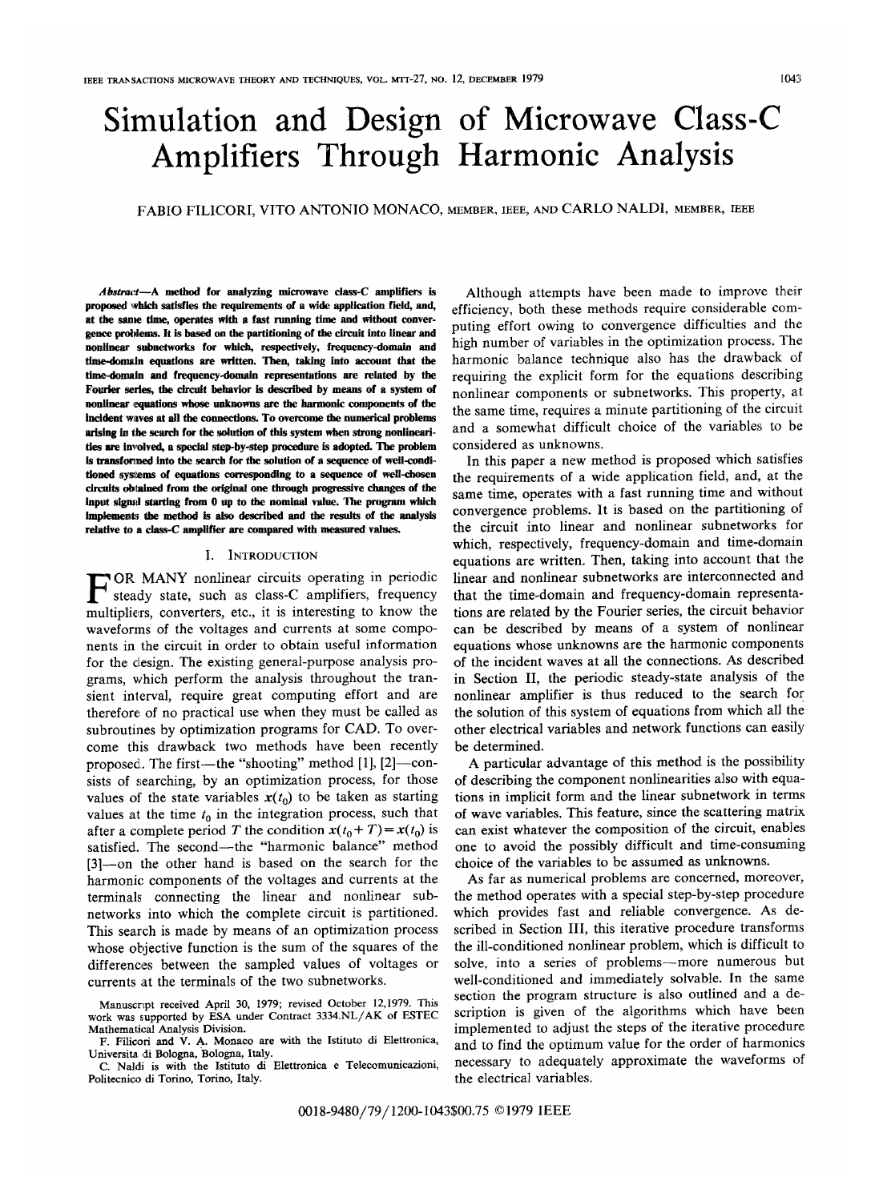# Simulation and Design of Microwave Class-C Amplifiers Through Harmonic Analysis

FABIO FILICORI, VITO ANTONIO MONACO, MEMBER, IEEE, AND CARLO NALDI, MEMBER, IEEE

***Abstract*—A method for analyzing microwave class-C amplifiers is proposed which satisfies the requirements of a wide application field, and, at the same time, operates with a fast running time and without convergence problems. It is based on the partitioning of the circuit into linear and nonlinear subnetworks for which, respectively, frequency-domain and time-domain equations are written. Then, taking into account that the time-domain and frequency-domain representations are related by the Fourier series, the circuit behavior is described by means of a system of nonlinear equations whose unknowns are the harmonic components of the incident waves at all the connections. To overcome the numerical problems arising in the search for the solution of this system when strong nonlinearities are involved, a special step-by-step procedure is adopted. The problem is transformed into the search for the solution of a sequence of well-conditioned systems of equations corresponding to a sequence of well-chosen circuits obtained from the original one through progressive changes of the input signal starting from 0 up to the nominal value. The program which implements the method is also described and the results of the analysis relative to a class-C amplifier are compared with measured values.**

## I. Introduction

FOR MANY nonlinear circuits operating in periodic steady state, such as class-C amplifiers, frequency multipliers, converters, etc., it is interesting to know the waveforms of the voltages and currents at some components in the circuit in order to obtain useful information for the design. The existing general-purpose analysis programs, which perform the analysis throughout the transient interval, require great computing effort and are therefore of no practical use when they must be called as subroutines by optimization programs for CAD. To overcome this drawback two methods have been recently proposed. The first—the "shooting" method [1], [2]—consists of searching, by an optimization process, for those values of the state variables $x(t_0)$ to be taken as starting values at the time $t_0$ in the integration process, such that after a complete period $T$ the condition $x(t_0+T)=x(t_0)$ is satisfied. The second—the "harmonic balance" method [3]—on the other hand is based on the search for the harmonic components of the voltages and currents at the terminals connecting the linear and nonlinear subnetworks into which the complete circuit is partitioned. This search is made by means of an optimization process whose objective function is the sum of the squares of the differences between the sampled values of voltages or currents at the terminals of the two subnetworks.

Manuscript received April 30, 1979; revised October 12, 1979. This work was supported by ESA under Contract 3334.NL/AK of ESTEC Mathematical Analysis Division.

F. Filicori and V. A. Monaco are with the Istituto di Elettronica, Università di Bologna, Bologna, Italy.

C. Naldi is with the Istituto di Elettronica e Telecomunicazioni, Politecnico di Torino, Torino, Italy.

Although attempts have been made to improve their efficiency, both these methods require considerable computing effort owing to convergence difficulties and the high number of variables in the optimization process. The harmonic balance technique also has the drawback of requiring the explicit form for the equations describing nonlinear components or subnetworks. This property, at the same time, requires a minute partitioning of the circuit and a somewhat difficult choice of the variables to be considered as unknowns.

In this paper a new method is proposed which satisfies the requirements of a wide application field, and, at the same time, operates with a fast running time and without convergence problems. It is based on the partitioning of the circuit into linear and nonlinear subnetworks for which, respectively, frequency-domain and time-domain equations are written. Then, taking into account that the linear and nonlinear subnetworks are interconnected and that the time-domain and frequency-domain representations are related by the Fourier series, the circuit behavior can be described by means of a system of nonlinear equations whose unknowns are the harmonic components of the incident waves at all the connections. As described in Section II, the periodic steady-state analysis of the nonlinear amplifier is thus reduced to the search for the solution of this system of equations from which all the other electrical variables and network functions can easily be determined.

A particular advantage of this method is the possibility of describing the component nonlinearities also with equations in implicit form and the linear subnetwork in terms of wave variables. This feature, since the scattering matrix can exist whatever the composition of the circuit, enables one to avoid the possibly difficult and time-consuming choice of the variables to be assumed as unknowns.

As far as numerical problems are concerned, moreover, the method operates with a special step-by-step procedure which provides fast and reliable convergence. As described in Section III, this iterative procedure transforms the ill-conditioned nonlinear problem, which is difficult to solve, into a series of problems—more numerous but well-conditioned and immediately solvable. In the same section the program structure is also outlined and a description is given of the algorithms which have been implemented to adjust the steps of the iterative procedure and to find the optimum value for the order of harmonics necessary to adequately approximate the waveforms of the electrical variables.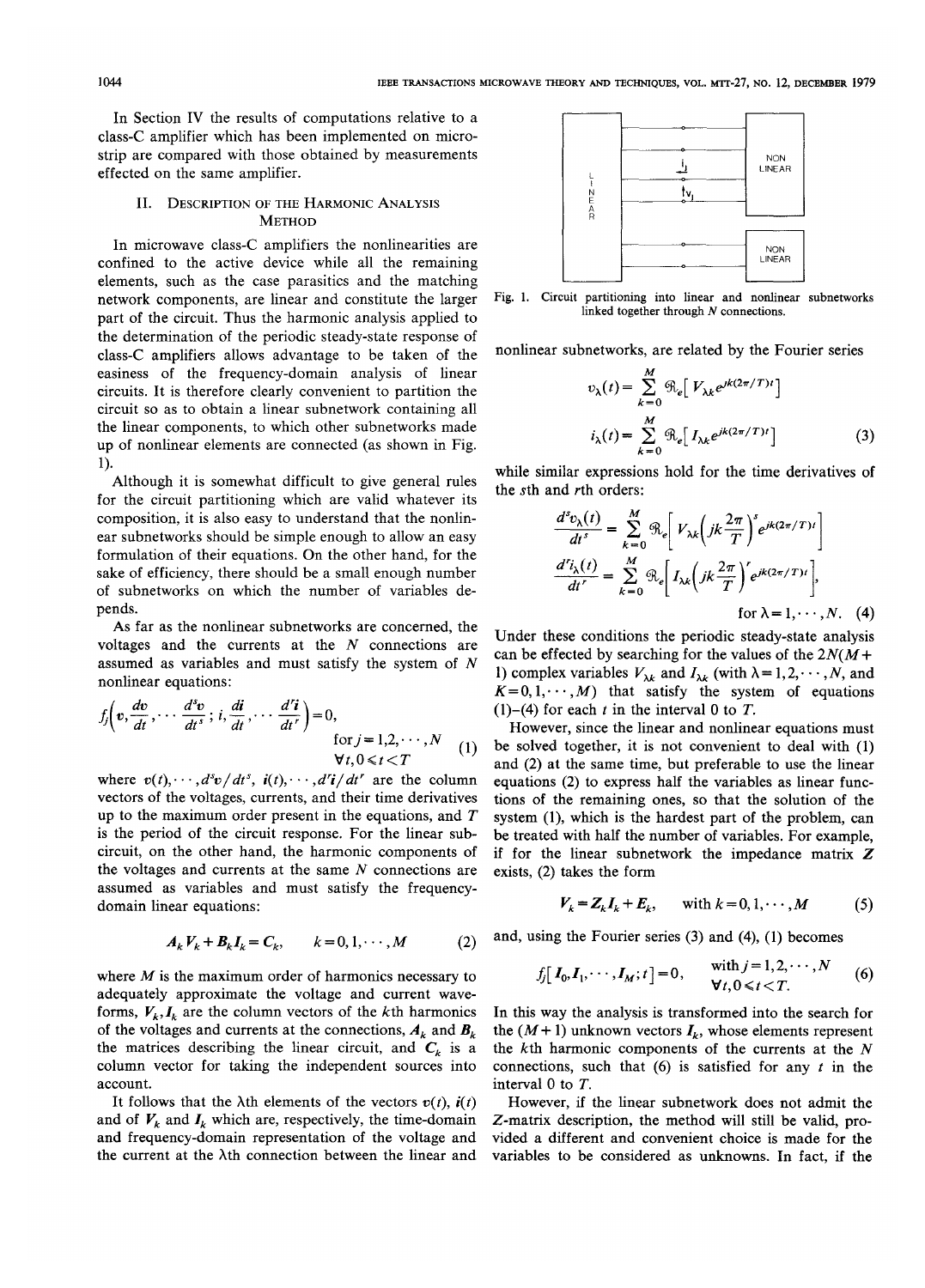In Section IV the results of computations relative to a class-C amplifier which has been implemented on microstrip are compared with those obtained by measurements effected on the same amplifier.

## II. Description of the Harmonic Analysis Method

In microwave class-C amplifiers the nonlinearities are confined to the active device while all the remaining elements, such as the case parasitics and the matching network components, are linear and constitute the larger part of the circuit. Thus the harmonic analysis applied to the determination of the periodic steady-state response of class-C amplifiers allows advantage to be taken of the easiness of the frequency-domain analysis of linear circuits. It is therefore clearly convenient to partition the circuit so as to obtain a linear subnetwork containing all the linear components, to which other subnetworks made up of nonlinear elements are connected (as shown in Fig. 1).

Although it is somewhat difficult to give general rules for the circuit partitioning which are valid whatever its composition, it is also easy to understand that the nonlinear subnetworks should be simple enough to allow an easy formulation of their equations. On the other hand, for the sake of efficiency, there should be a small enough number of subnetworks on which the number of variables depends.

As far as the nonlinear subnetworks are concerned, the voltages and the currents at the $N$ connections are assumed as variables and must satisfy the system of $N$ nonlinear equations:

$$f_j\left(v, \frac{dv}{dt}, \cdots \frac{d^s v}{dt^s}; i, \frac{di}{dt}, \cdots \frac{d^r i}{dt^r}\right) = 0, \quad \text{for } j = 1, 2, \cdots, N \quad \forall t, 0 \leqslant t < T \tag{1}$$

where $v(t), \cdots, d^s v/dt^s$, $i(t), \cdots, d^r i/dt^r$ are the column vectors of the voltages, currents, and their time derivatives up to the maximum order present in the equations, and $T$ is the period of the circuit response. For the linear subcircuit, on the other hand, the harmonic components of the voltages and currents at the same $N$ connections are assumed as variables and must satisfy the frequency-domain linear equations:

$$A_k V_k + B_k I_k = C_k, \qquad k = 0, 1, \cdots, M \tag{2}$$

where $M$ is the maximum order of harmonics necessary to adequately approximate the voltage and current waveforms, $V_k, I_k$ are the column vectors of the $k$th harmonics of the voltages and currents at the connections, $A_k$ and $B_k$ the matrices describing the linear circuit, and $C_k$ is a column vector for taking the independent sources into account.

It follows that the $\lambda$th elements of the vectors $v(t)$, $i(t)$ and of $V_k$ and $I_k$ which are, respectively, the time-domain and frequency-domain representation of the voltage and the current at the $\lambda$th connection between the linear and nonlinear subnetworks, are related by the Fourier series

$$v_\lambda(t) = \sum_{k=0}^{M} \mathcal{R}_e\left[V_{\lambda k} e^{jk(2\pi/T)t}\right]$$
$$i_\lambda(t) = \sum_{k=0}^{M} \mathcal{R}_e\left[I_{\lambda k} e^{jk(2\pi/T)t}\right] \tag{3}$$

while similar expressions hold for the time derivatives of the $s$th and $r$th orders:

$$\frac{d^s v_\lambda(t)}{dt^s} = \sum_{k=0}^{M} \mathcal{R}_e\left[V_{\lambda k}\left(jk\frac{2\pi}{T}\right)^s e^{jk(2\pi/T)t}\right]$$
$$\frac{d^r i_\lambda(t)}{dt^r} = \sum_{k=0}^{M} \mathcal{R}_e\left[I_{\lambda k}\left(jk\frac{2\pi}{T}\right)^r e^{jk(2\pi/T)t}\right], \quad \text{for } \lambda = 1, \cdots, N. \tag{4}$$

Under these conditions the periodic steady-state analysis can be effected by searching for the values of the $2N(M+1)$ complex variables $V_{\lambda k}$ and $I_{\lambda k}$ (with $\lambda = 1, 2, \cdots, N$, and $K = 0, 1, \cdots, M$) that satisfy the system of equations (1)–(4) for each $t$ in the interval 0 to $T$.

However, since the linear and nonlinear equations must be solved together, it is not convenient to deal with (1) and (2) at the same time, but preferable to use the linear equations (2) to express half the variables as linear functions of the remaining ones, so that the solution of the system (1), which is the hardest part of the problem, can be treated with half the number of variables. For example, if for the linear subnetwork the impedance matrix $Z$ exists, (2) takes the form

$$V_k = Z_k I_k + E_k, \qquad \text{with } k = 0, 1, \cdots, M \tag{5}$$

and, using the Fourier series (3) and (4), (1) becomes

$$f_j[I_0, I_1, \cdots, I_M; t] = 0, \qquad \text{with } j = 1, 2, \cdots, N \quad \forall t, 0 \leqslant t < T. \tag{6}$$

In this way the analysis is transformed into the search for the $(M+1)$ unknown vectors $I_k$, whose elements represent the $k$th harmonic components of the currents at the $N$ connections, such that (6) is satisfied for any $t$ in the interval 0 to $T$.

However, if the linear subnetwork does not admit the $Z$-matrix description, the method will still be valid, provided a different and convenient choice is made for the variables to be considered as unknowns. In fact, if the

Fig. 1. Circuit partitioning into linear and nonlinear subnetworks linked together through $N$ connections.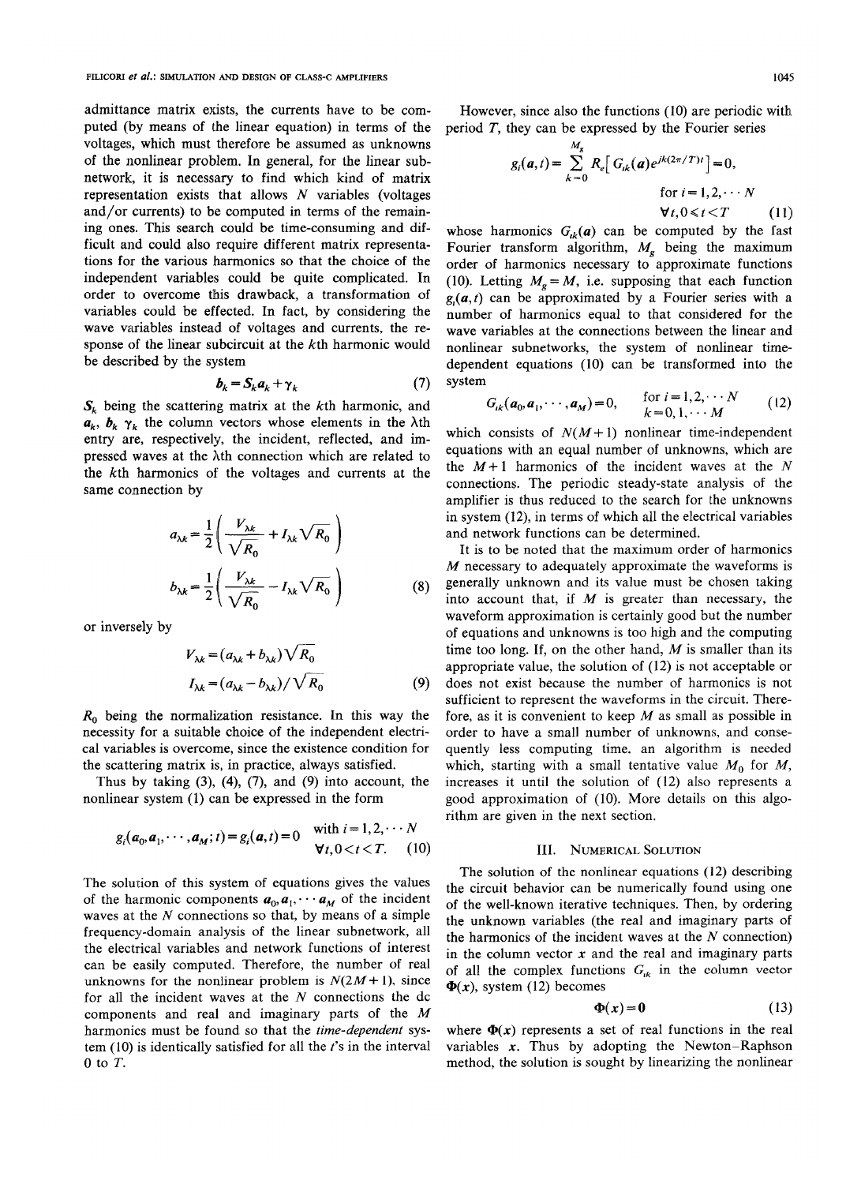admittance matrix exists, the currents have to be computed (by means of the linear equation) in terms of the voltages, which must therefore be assumed as unknowns of the nonlinear problem. In general, for the linear subnetwork, it is necessary to find which kind of matrix representation exists that allows $N$ variables (voltages and/or currents) to be computed in terms of the remaining ones. This search could be time-consuming and difficult and could also require different matrix representations for the various harmonics so that the choice of the independent variables could be quite complicated. In order to overcome this drawback, a transformation of variables could be effected. In fact, by considering the wave variables instead of voltages and currents, the response of the linear subcircuit at the $k$th harmonic would be described by the system

$$b_k = S_k a_k + \gamma_k \tag{7}$$

$S_k$ being the scattering matrix at the $k$th harmonic, and $a_k$, $b_k$ $\gamma_k$ the column vectors whose elements in the $\lambda$th entry are, respectively, the incident, reflected, and impressed waves at the $\lambda$th connection which are related to the $k$th harmonics of the voltages and currents at the same connection by

$$a_{\lambda k} = \frac{1}{2}\left(\frac{V_{\lambda k}}{\sqrt{R_0}} + I_{\lambda k}\sqrt{R_0}\right)$$

$$b_{\lambda k} = \frac{1}{2}\left(\frac{V_{\lambda k}}{\sqrt{R_0}} - I_{\lambda k}\sqrt{R_0}\right) \tag{8}$$

or inversely by

$$V_{\lambda k} = (a_{\lambda k} + b_{\lambda k})\sqrt{R_0}$$

$$I_{\lambda k} = (a_{\lambda k} - b_{\lambda k})/\sqrt{R_0} \tag{9}$$

$R_0$ being the normalization resistance. In this way the necessity for a suitable choice of the independent electrical variables is overcome, since the existence condition for the scattering matrix is, in practice, always satisfied.

Thus by taking (3), (4), (7), and (9) into account, the nonlinear system (1) can be expressed in the form

$$g_i(a_0, a_1, \cdots, a_M; t) = g_i(a, t) = 0 \quad \begin{array}{l}\text{with } i = 1, 2, \cdots N \\ \forall t, 0 < t < T.\end{array} \tag{10}$$

The solution of this system of equations gives the values of the harmonic components $a_0, a_1, \cdots a_M$ of the incident waves at the $N$ connections so that, by means of a simple frequency-domain analysis of the linear subnetwork, all the electrical variables and network functions of interest can be easily computed. Therefore, the number of real unknowns for the nonlinear problem is $N(2M+1)$, since for all the incident waves at the $N$ connections the dc components and real and imaginary parts of the $M$ harmonics must be found so that the *time-dependent* system (10) is identically satisfied for all the $t$'s in the interval 0 to $T$.

However, since also the functions (10) are periodic with period $T$, they can be expressed by the Fourier series

$$g_i(a, t) = \sum_{k=0}^{M_g} R_e\left[G_{ik}(a)e^{jk(2\pi/T)t}\right] = 0, \quad \begin{array}{l}\text{for } i = 1, 2, \cdots N \\ \forall t, 0 \leqslant t < T\end{array} \tag{11}$$

whose harmonics $G_{ik}(a)$ can be computed by the fast Fourier transform algorithm, $M_g$ being the maximum order of harmonics necessary to approximate functions (10). Letting $M_g = M$, i.e. supposing that each function $g_i(a, t)$ can be approximated by a Fourier series with a number of harmonics equal to that considered for the wave variables at the connections between the linear and nonlinear subnetworks, the system of nonlinear time-dependent equations (10) can be transformed into the system

$$G_{ik}(a_0, a_1, \cdots, a_M) = 0, \quad \begin{array}{l}\text{for } i = 1, 2, \cdots N \\ k = 0, 1, \cdots M\end{array} \tag{12}$$

which consists of $N(M+1)$ nonlinear time-independent equations with an equal number of unknowns, which are the $M+1$ harmonics of the incident waves at the $N$ connections. The periodic steady-state analysis of the amplifier is thus reduced to the search for the unknowns in system (12), in terms of which all the electrical variables and network functions can be determined.

It is to be noted that the maximum order of harmonics $M$ necessary to adequately approximate the waveforms is generally unknown and its value must be chosen taking into account that, if $M$ is greater than necessary, the waveform approximation is certainly good but the number of equations and unknowns is too high and the computing time too long. If, on the other hand, $M$ is smaller than its appropriate value, the solution of (12) is not acceptable or does not exist because the number of harmonics is not sufficient to represent the waveforms in the circuit. Therefore, as it is convenient to keep $M$ as small as possible in order to have a small number of unknowns, and consequently less computing time, an algorithm is needed which, starting with a small tentative value $M_0$ for $M$, increases it until the solution of (12) also represents a good approximation of (10). More details on this algorithm are given in the next section.

## III. Numerical Solution

The solution of the nonlinear equations (12) describing the circuit behavior can be numerically found using one of the well-known iterative techniques. Then, by ordering the unknown variables (the real and imaginary parts of the harmonics of the incident waves at the $N$ connection) in the column vector $x$ and the real and imaginary parts of all the complex functions $G_{ik}$ in the column vector $\Phi(x)$, system (12) becomes

$$\Phi(x) = 0 \tag{13}$$

where $\Phi(x)$ represents a set of real functions in the real variables $x$. Thus by adopting the Newton–Raphson method, the solution is sought by linearizing the nonlinear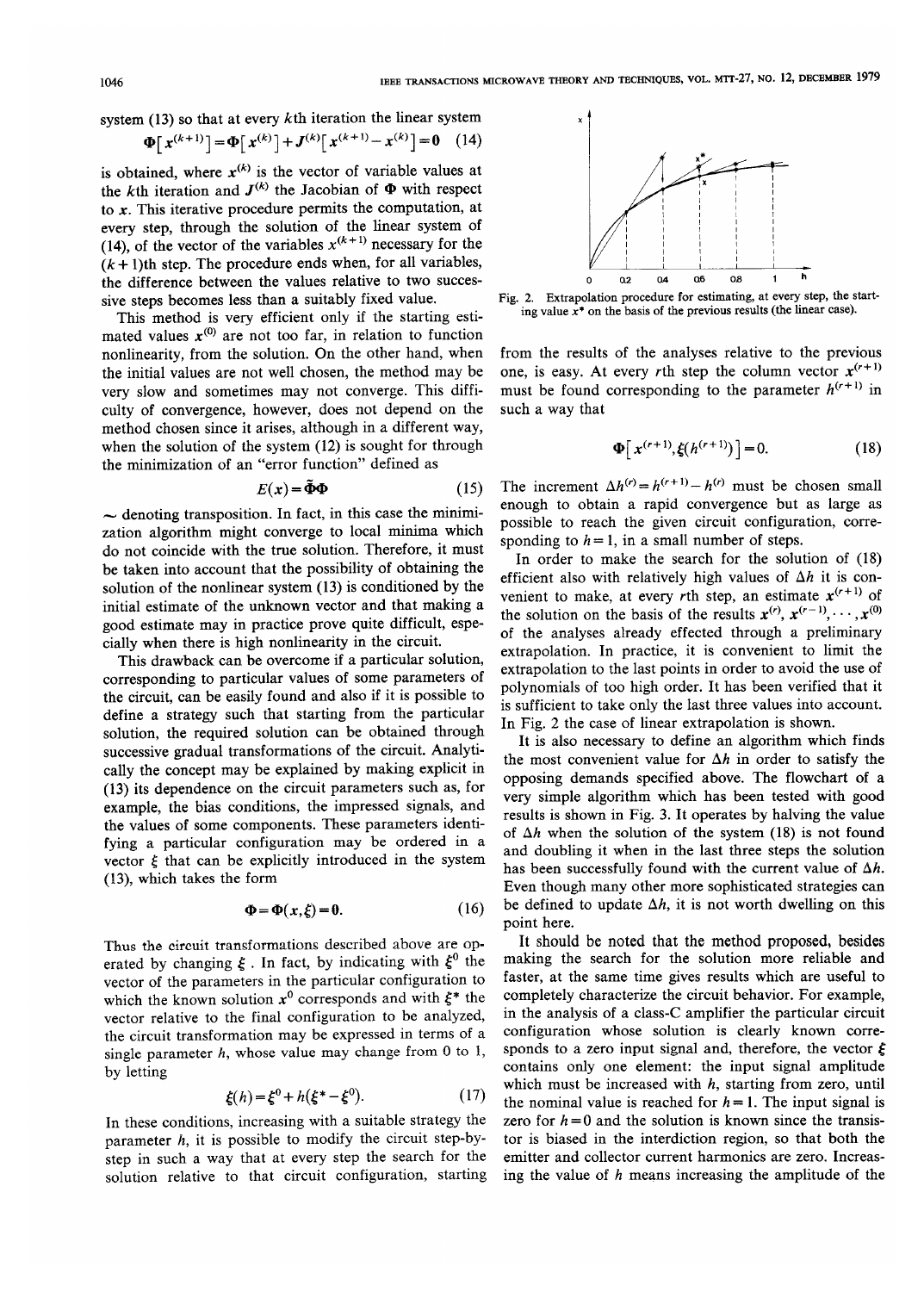system (13) so that at every $k$th iteration the linear system

$$\Phi[x^{(k+1)}] = \Phi[x^{(k)}] + J^{(k)}[x^{(k+1)} - x^{(k)}] = 0 \quad (14)$$

is obtained, where $x^{(k)}$ is the vector of variable values at the $k$th iteration and $J^{(k)}$ the Jacobian of $\Phi$ with respect to $x$. This iterative procedure permits the computation, at every step, through the solution of the linear system of (14), of the vector of the variables $x^{(k+1)}$ necessary for the $(k+1)$th step. The procedure ends when, for all variables, the difference between the values relative to two successive steps becomes less than a suitably fixed value.

This method is very efficient only if the starting estimated values $x^{(0)}$ are not too far, in relation to function nonlinearity, from the solution. On the other hand, when the initial values are not well chosen, the method may be very slow and sometimes may not converge. This difficulty of convergence, however, does not depend on the method chosen since it arises, although in a different way, when the solution of the system (12) is sought for through the minimization of an "error function" defined as

$$E(x) = \tilde{\Phi}\Phi \quad (15)$$

$\sim$ denoting transposition. In fact, in this case the minimization algorithm might converge to local minima which do not coincide with the true solution. Therefore, it must be taken into account that the possibility of obtaining the solution of the nonlinear system (13) is conditioned by the initial estimate of the unknown vector and that making a good estimate may in practice prove quite difficult, especially when there is high nonlinearity in the circuit.

This drawback can be overcome if a particular solution, corresponding to particular values of some parameters of the circuit, can be easily found and also if it is possible to define a strategy such that starting from the particular solution, the required solution can be obtained through successive gradual transformations of the circuit. Analytically the concept may be explained by making explicit in (13) its dependence on the circuit parameters such as, for example, the bias conditions, the impressed signals, and the values of some components. These parameters identifying a particular configuration may be ordered in a vector $\xi$ that can be explicitly introduced in the system (13), which takes the form

$$\Phi = \Phi(x, \xi) = 0. \quad (16)$$

Thus the circuit transformations described above are operated by changing $\xi$. In fact, by indicating with $\xi^0$ the vector of the parameters in the particular configuration to which the known solution $x^0$ corresponds and with $\xi^*$ the vector relative to the final configuration to be analyzed, the circuit transformation may be expressed in terms of a single parameter $h$, whose value may change from 0 to 1, by letting

$$\xi(h) = \xi^0 + h(\xi^* - \xi^0). \quad (17)$$

In these conditions, increasing with a suitable strategy the parameter $h$, it is possible to modify the circuit step-by-step in such a way that at every step the search for the solution relative to that circuit configuration, starting from the results of the analyses relative to the previous one, is easy. At every $r$th step the column vector $x^{(r+1)}$ must be found corresponding to the parameter $h^{(r+1)}$ in such a way that

Fig. 2. Extrapolation procedure for estimating, at every step, the starting value $x^*$ on the basis of the previous results (the linear case).

$$\Phi[x^{(r+1)}, \xi(h^{(r+1)})] = 0. \quad (18)$$

The increment $\Delta h^{(r)} = h^{(r+1)} - h^{(r)}$ must be chosen small enough to obtain a rapid convergence but as large as possible to reach the given circuit configuration, corresponding to $h = 1$, in a small number of steps.

In order to make the search for the solution of (18) efficient also with relatively high values of $\Delta h$ it is convenient to make, at every $r$th step, an estimate $x^{(r+1)}$ of the solution on the basis of the results $x^{(r)}, x^{(r-1)}, \cdots, x^{(0)}$ of the analyses already effected through a preliminary extrapolation. In practice, it is convenient to limit the extrapolation to the last points in order to avoid the use of polynomials of too high order. It has been verified that it is sufficient to take only the last three values into account. In Fig. 2 the case of linear extrapolation is shown.

It is also necessary to define an algorithm which finds the most convenient value for $\Delta h$ in order to satisfy the opposing demands specified above. The flowchart of a very simple algorithm which has been tested with good results is shown in Fig. 3. It operates by halving the value of $\Delta h$ when the solution of the system (18) is not found and doubling it when in the last three steps the solution has been successfully found with the current value of $\Delta h$. Even though many other more sophisticated strategies can be defined to update $\Delta h$, it is not worth dwelling on this point here.

It should be noted that the method proposed, besides making the search for the solution more reliable and faster, at the same time gives results which are useful to completely characterize the circuit behavior. For example, in the analysis of a class-C amplifier the particular circuit configuration whose solution is clearly known corresponds to a zero input signal and, therefore, the vector $\xi$ contains only one element: the input signal amplitude which must be increased with $h$, starting from zero, until the nominal value is reached for $h = 1$. The input signal is zero for $h = 0$ and the solution is known since the transistor is biased in the interdiction region, so that both the emitter and collector current harmonics are zero. Increasing the value of $h$ means increasing the amplitude of the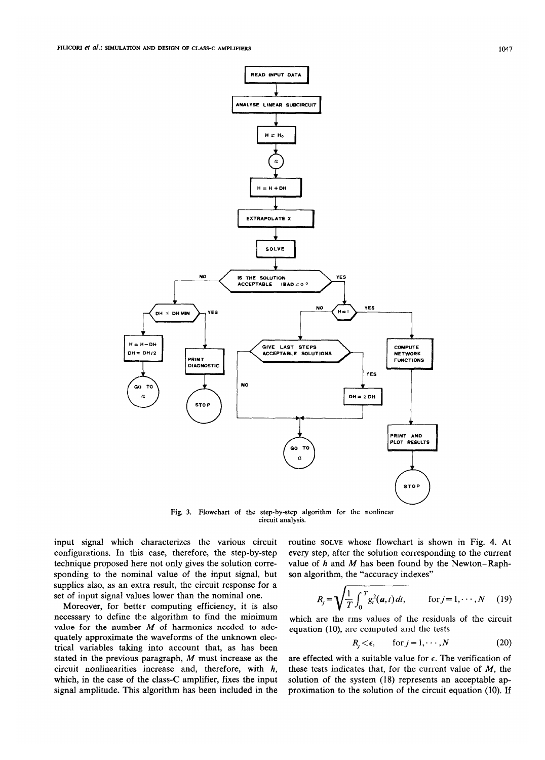Fig. 3. Flowchart of the step-by-step algorithm for the nonlinear circuit analysis.

input signal which characterizes the various circuit configurations. In this case, therefore, the step-by-step technique proposed here not only gives the solution corresponding to the nominal value of the input signal, but supplies also, as an extra result, the circuit response for a set of input signal values lower than the nominal one.

Moreover, for better computing efficiency, it is also necessary to define the algorithm to find the minimum value for the number $M$ of harmonics needed to adequately approximate the waveforms of the unknown electrical variables taking into account that, as has been stated in the previous paragraph, $M$ must increase as the circuit nonlinearities increase and, therefore, with $h$, which, in the case of the class-C amplifier, fixes the input signal amplitude. This algorithm has been included in the routine SOLVE whose flowchart is shown in Fig. 4. At every step, after the solution corresponding to the current value of $h$ and $M$ has been found by the Newton–Raphson algorithm, the "accuracy indexes"

$$R_j = \sqrt{\frac{1}{T}\int_0^T g_i^2(\boldsymbol{a},t)\,dt}, \qquad \text{for } j=1,\cdots,N \quad (19)$$

which are the rms values of the residuals of the circuit equation (10), are computed and the tests

$$R_j < \epsilon, \qquad \text{for } j=1,\cdots,N \quad (20)$$

are effected with a suitable value for $\epsilon$. The verification of these tests indicates that, for the current value of $M$, the solution of the system (18) represents an acceptable approximation to the solution of the circuit equation (10). If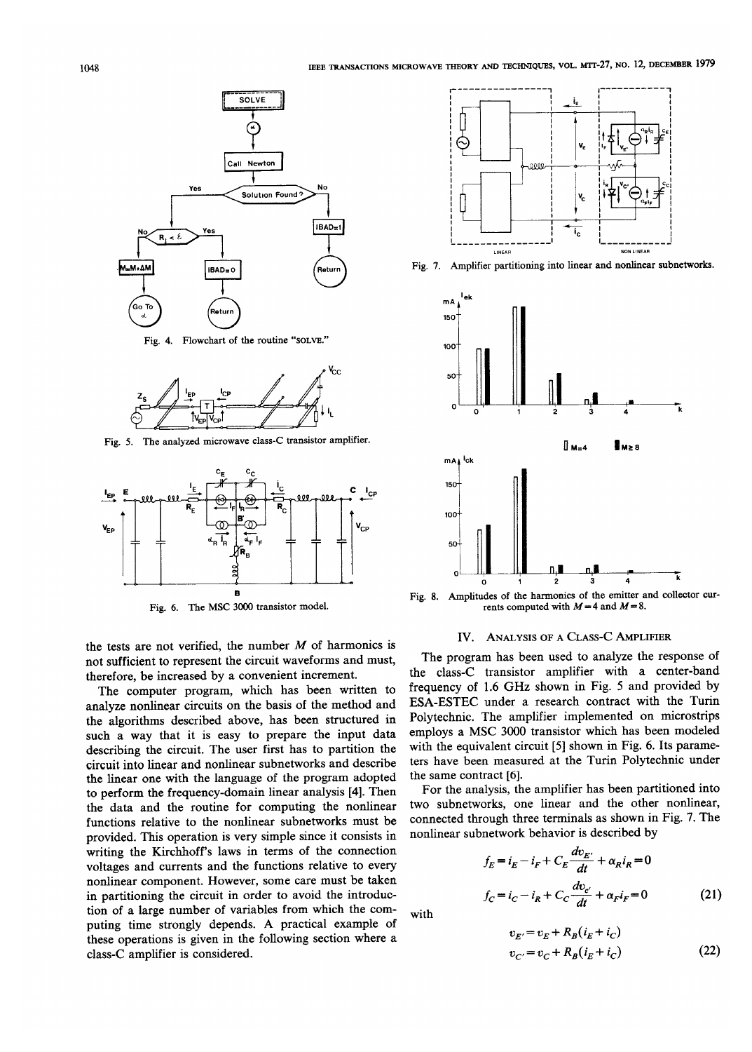Fig. 4. Flowchart of the routine "SOLVE."

Fig. 5. The analyzed microwave class-C transistor amplifier.

Fig. 6. The MSC 3000 transistor model.

Fig. 7. Amplifier partitioning into linear and nonlinear subnetworks.

Fig. 8. Amplitudes of the harmonics of the emitter and collector currents computed with $M=4$ and $M=8$.

the tests are not verified, the number $M$ of harmonics is not sufficient to represent the circuit waveforms and must, therefore, be increased by a convenient increment.

The computer program, which has been written to analyze nonlinear circuits on the basis of the method and the algorithms described above, has been structured in such a way that it is easy to prepare the input data describing the circuit. The user first has to partition the circuit into linear and nonlinear subnetworks and describe the linear one with the language of the program adopted to perform the frequency-domain linear analysis [4]. Then the data and the routine for computing the nonlinear functions relative to the nonlinear subnetworks must be provided. This operation is very simple since it consists in writing the Kirchhoff's laws in terms of the connection voltages and currents and the functions relative to every nonlinear component. However, some care must be taken in partitioning the circuit in order to avoid the introduction of a large number of variables from which the computing time strongly depends. A practical example of these operations is given in the following section where a class-C amplifier is considered.

## IV. Analysis of a Class-C Amplifier

The program has been used to analyze the response of the class-C transistor amplifier with a center-band frequency of 1.6 GHz shown in Fig. 5 and provided by ESA-ESTEC under a research contract with the Turin Polytechnic. The amplifier implemented on microstrips employs a MSC 3000 transistor which has been modeled with the equivalent circuit [5] shown in Fig. 6. Its parameters have been measured at the Turin Polytechnic under the same contract [6].

For the analysis, the amplifier has been partitioned into two subnetworks, one linear and the other nonlinear, connected through three terminals as shown in Fig. 7. The nonlinear subnetwork behavior is described by

$$f_E = i_E - i_F + C_E \frac{dv_{E'}}{dt} + \alpha_R i_R = 0$$

$$f_C = i_C - i_R + C_C \frac{dv_{C'}}{dt} + \alpha_F i_F = 0 \tag{21}$$

with

$$v_{E'} = v_E + R_B(i_E + i_C)$$

$$v_{C'} = v_C + R_B(i_E + i_C) \tag{22}$$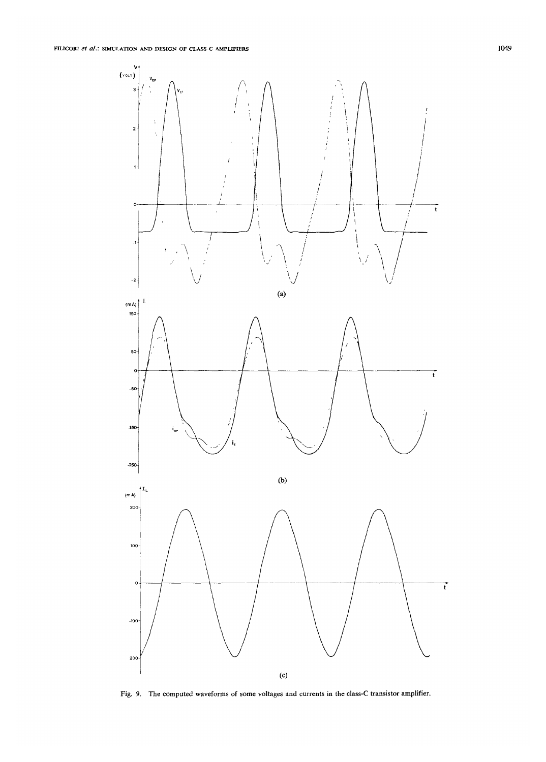Fig. 9. The computed waveforms of some voltages and currents in the class-C transistor amplifier.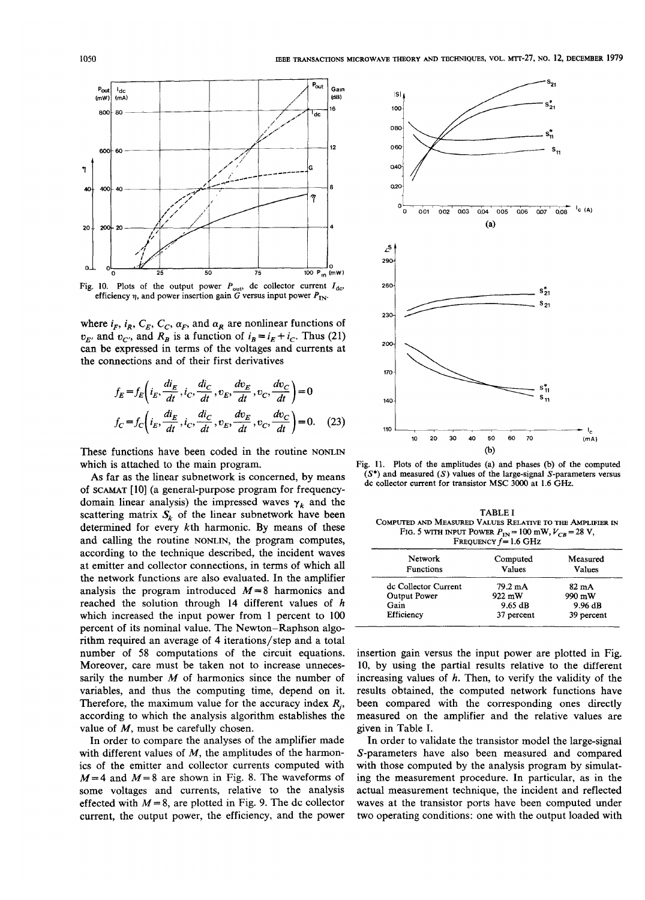Fig. 10. Plots of the output power $P_{out}$, dc collector current $I_{dc}$, efficiency $\eta$, and power insertion gain $G$ versus input power $P_{IN}$.

where $i_F$, $i_R$, $C_E$, $C_C$, $\alpha_F$, and $\alpha_R$ are nonlinear functions of $v_E$, and $v_C$, and $R_B$ is a function of $i_B = i_E + i_C$. Thus (21) can be expressed in terms of the voltages and currents at the connections and of their first derivatives

$$f_E = f_E\left(i_E, \frac{di_E}{dt}, i_C, \frac{di_C}{dt}, v_E, \frac{dv_E}{dt}, v_C, \frac{dv_C}{dt}\right) = 0$$

$$f_C = f_C\left(i_E, \frac{di_E}{dt}, i_C, \frac{di_C}{dt}, v_E, \frac{dv_E}{dt}, v_C, \frac{dv_C}{dt}\right) = 0. \quad (23)$$

These functions have been coded in the routine NONLIN which is attached to the main program.

As far as the linear subnetwork is concerned, by means of SCAMAT [10] (a general-purpose program for frequency-domain linear analysis) the impressed waves $\gamma_k$ and the scattering matrix $S_k$ of the linear subnetwork have been determined for every $k$th harmonic. By means of these and calling the routine NONLIN, the program computes, according to the technique described, the incident waves at emitter and collector connections, in terms of which all the network functions are also evaluated. In the amplifier analysis the program introduced $M = 8$ harmonics and reached the solution through 14 different values of $h$ which increased the input power from 1 percent to 100 percent of its nominal value. The Newton–Raphson algorithm required an average of 4 iterations/step and a total number of 58 computations of the circuit equations. Moreover, care must be taken not to increase unnecessarily the number $M$ of harmonics since the number of variables, and thus the computing time, depend on it. Therefore, the maximum value for the accuracy index $R_j$, according to which the analysis algorithm establishes the value of $M$, must be carefully chosen.

In order to compare the analyses of the amplifier made with different values of $M$, the amplitudes of the harmonics of the emitter and collector currents computed with $M = 4$ and $M = 8$ are shown in Fig. 8. The waveforms of some voltages and currents, relative to the analysis effected with $M = 8$, are plotted in Fig. 9. The dc collector current, the output power, the efficiency, and the power insertion gain versus the input power are plotted in Fig. 10, by using the partial results relative to the different increasing values of $h$. Then, to verify the validity of the results obtained, the computed network functions have been compared with the corresponding ones directly measured on the amplifier and the relative values are given in Table I.

In order to validate the transistor model the large-signal $S$-parameters have also been measured and compared with those computed by the analysis program by simulating the measurement procedure. In particular, as in the actual measurement technique, the incident and reflected waves at the transistor ports have been computed under two operating conditions: one with the output loaded with

Fig. 11. Plots of the amplitudes (a) and phases (b) of the computed ($S^*$) and measured ($S$) values of the large-signal $S$-parameters versus dc collector current for transistor MSC 3000 at 1.6 GHz.

TABLE I
COMPUTED AND MEASURED VALUES RELATIVE TO THE AMPLIFIER IN FIG. 5 WITH INPUT POWER $P_{IN} = 100$ mW, $V_{CB} = 28$ V, FREQUENCY $f = 1.6$ GHz

| Network Functions | Computed Values | Measured Values |
|---|---|---|
| dc Collector Current | 79.2 mA | 82 mA |
| Output Power | 922 mW | 990 mW |
| Gain | 9.65 dB | 9.96 dB |
| Efficiency | 37 percent | 39 percent |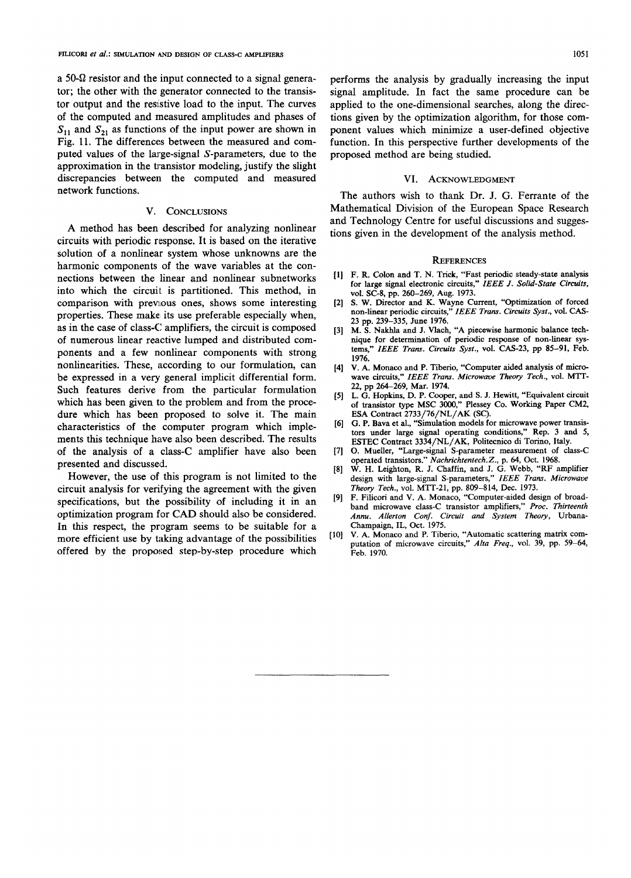a 50-Ω resistor and the input connected to a signal generator; the other with the generator connected to the transistor output and the resistive load to the input. The curves of the computed and measured amplitudes and phases of $S_{11}$ and $S_{21}$ as functions of the input power are shown in Fig. 11. The differences between the measured and computed values of the large-signal $S$-parameters, due to the approximation in the transistor modeling, justify the slight discrepancies between the computed and measured network functions.

## V. Conclusions

A method has been described for analyzing nonlinear circuits with periodic response. It is based on the iterative solution of a nonlinear system whose unknowns are the harmonic components of the wave variables at the connections between the linear and nonlinear subnetworks into which the circuit is partitioned. This method, in comparison with previous ones, shows some interesting properties. These make its use preferable especially when, as in the case of class-C amplifiers, the circuit is composed of numerous linear reactive lumped and distributed components and a few nonlinear components with strong nonlinearities. These, according to our formulation, can be expressed in a very general implicit differential form. Such features derive from the particular formulation which has been given to the problem and from the procedure which has been proposed to solve it. The main characteristics of the computer program which implements this technique have also been described. The results of the analysis of a class-C amplifier have also been presented and discussed.

However, the use of this program is not limited to the circuit analysis for verifying the agreement with the given specifications, but the possibility of including it in an optimization program for CAD should also be considered. In this respect, the program seems to be suitable for a more efficient use by taking advantage of the possibilities offered by the proposed step-by-step procedure which performs the analysis by gradually increasing the input signal amplitude. In fact the same procedure can be applied to the one-dimensional searches, along the directions given by the optimization algorithm, for those component values which minimize a user-defined objective function. In this perspective further developments of the proposed method are being studied.

## VI. Acknowledgment

The authors wish to thank Dr. J. G. Ferrante of the Mathematical Division of the European Space Research and Technology Centre for useful discussions and suggestions given in the development of the analysis method.

## References

[1] F. R. Colon and T. N. Trick, "Fast periodic steady-state analysis for large signal electronic circuits," *IEEE J. Solid-State Circuits*, vol. SC-8, pp. 260–269, Aug. 1973.

[2] S. W. Director and K. Wayne Current, "Optimization of forced non-linear periodic circuits," *IEEE Trans. Circuits Syst.*, vol. CAS-23 pp. 239–335, June 1976.

[3] M. S. Nakhla and J. Vlach, "A piecewise harmonic balance technique for determination of periodic response of non-linear systems," *IEEE Trans. Circuits Syst.*, vol. CAS-23, pp 85–91, Feb. 1976.

[4] V. A. Monaco and P. Tiberio, "Computer aided analysis of microwave circuits," *IEEE Trans. Microwave Theory Tech.*, vol. MTT-22, pp 264–269, Mar. 1974.

[5] L. G. Hopkins, D. P. Cooper, and S. J. Hewitt, "Equivalent circuit of transistor type MSC 3000," Plessey Co. Working Paper CM2, ESA Contract 2733/76/NL/AK (SC).

[6] G. P. Bava et al., "Simulation models for microwave power transistors under large signal operating conditions," Rep. 3 and 5, ESTEC Contract 3334/NL/AK, Politecnico di Torino, Italy.

[7] O. Mueller, "Large-signal S-parameter measurement of class-C operated transistors." *Nachrichtentech.Z.*, p. 64, Oct. 1968.

[8] W. H. Leighton, R. J. Chaffin, and J. G. Webb, "RF amplifier design with large-signal S-parameters," *IEEE Trans. Microwave Theory Tech.*, vol. MTT-21, pp. 809–814, Dec. 1973.

[9] F. Filicori and V. A. Monaco, "Computer-aided design of broadband microwave class-C transistor amplifiers," *Proc. Thirteenth Annu. Allerton Conf. Circuit and System Theory*, Urbana-Champaign, IL, Oct. 1975.

[10] V. A. Monaco and P. Tiberio, "Automatic scattering matrix computation of microwave circuits," *Alta Freq.*, vol. 39, pp. 59–64, Feb. 1970.